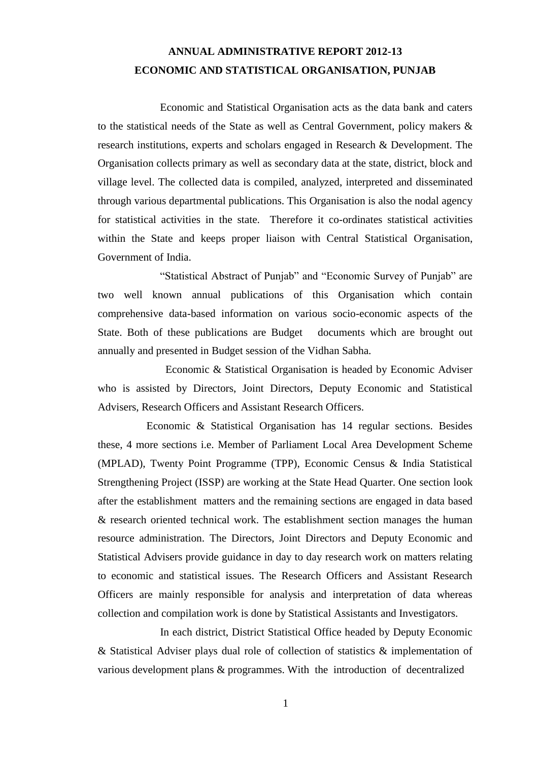# ANNUAL ADMINISTRATIVE REPORT 2012-13
# ECONOMIC AND STATISTICAL ORGANISATION, PUNJAB

Economic and Statistical Organisation acts as the data bank and caters to the statistical needs of the State as well as Central Government, policy makers & research institutions, experts and scholars engaged in Research & Development. The Organisation collects primary as well as secondary data at the state, district, block and village level. The collected data is compiled, analyzed, interpreted and disseminated through various departmental publications. This Organisation is also the nodal agency for statistical activities in the state. Therefore it co-ordinates statistical activities within the State and keeps proper liaison with Central Statistical Organisation, Government of India.

"Statistical Abstract of Punjab" and "Economic Survey of Punjab" are two well known annual publications of this Organisation which contain comprehensive data-based information on various socio-economic aspects of the State. Both of these publications are Budget documents which are brought out annually and presented in Budget session of the Vidhan Sabha.

Economic & Statistical Organisation is headed by Economic Adviser who is assisted by Directors, Joint Directors, Deputy Economic and Statistical Advisers, Research Officers and Assistant Research Officers.

Economic & Statistical Organisation has 14 regular sections. Besides these, 4 more sections i.e. Member of Parliament Local Area Development Scheme (MPLAD), Twenty Point Programme (TPP), Economic Census & India Statistical Strengthening Project (ISSP) are working at the State Head Quarter. One section look after the establishment matters and the remaining sections are engaged in data based & research oriented technical work. The establishment section manages the human resource administration. The Directors, Joint Directors and Deputy Economic and Statistical Advisers provide guidance in day to day research work on matters relating to economic and statistical issues. The Research Officers and Assistant Research Officers are mainly responsible for analysis and interpretation of data whereas collection and compilation work is done by Statistical Assistants and Investigators.

In each district, District Statistical Office headed by Deputy Economic & Statistical Adviser plays dual role of collection of statistics & implementation of various development plans & programmes. With the introduction of decentralized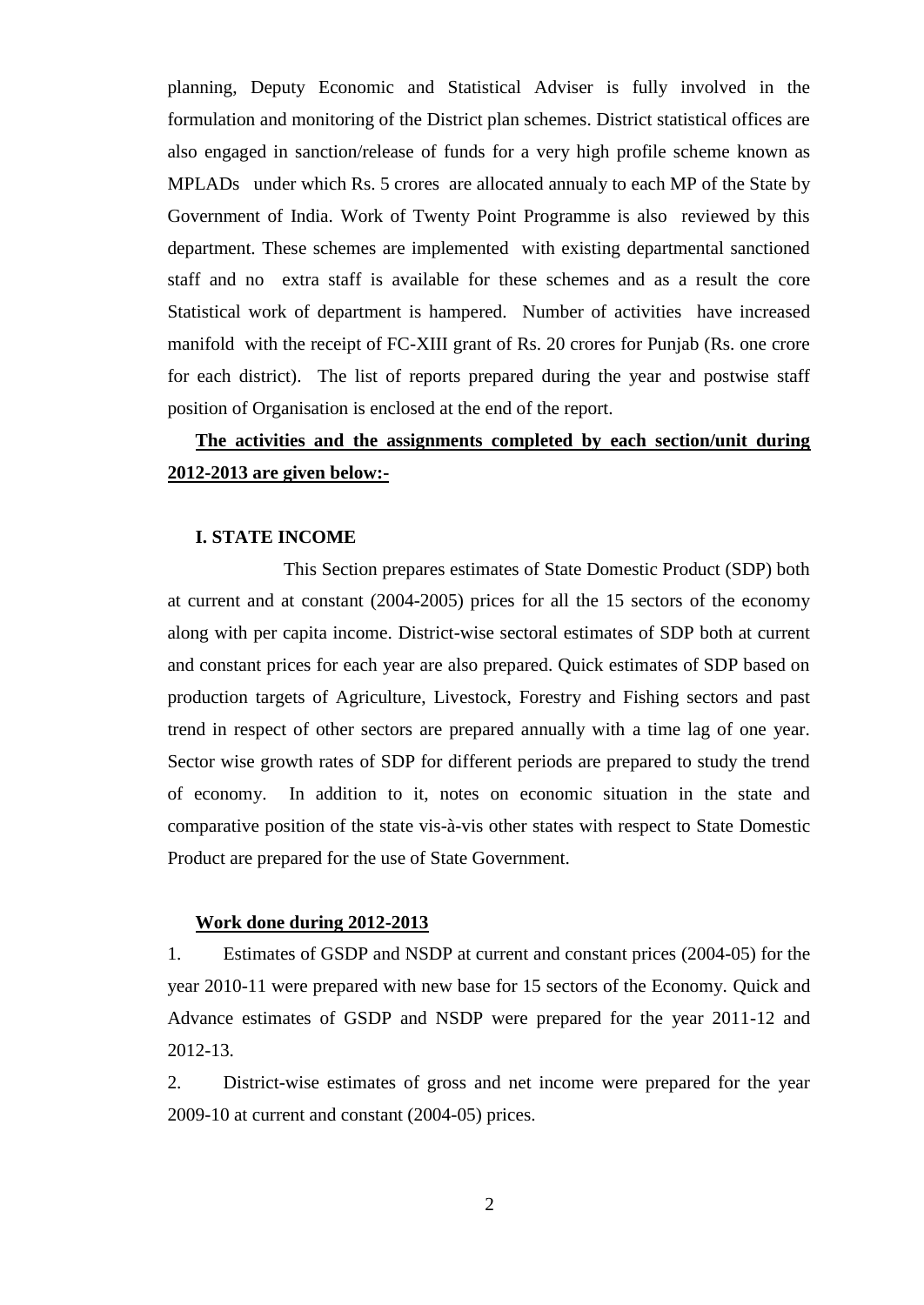planning, Deputy Economic and Statistical Adviser is fully involved in the formulation and monitoring of the District plan schemes. District statistical offices are also engaged in sanction/release of funds for a very high profile scheme known as MPLADs under which Rs. 5 crores are allocated annualy to each MP of the State by Government of India. Work of Twenty Point Programme is also reviewed by this department. These schemes are implemented with existing departmental sanctioned staff and no extra staff is available for these schemes and as a result the core Statistical work of department is hampered. Number of activities have increased manifold with the receipt of FC-XIII grant of Rs. 20 crores for Punjab (Rs. one crore for each district). The list of reports prepared during the year and postwise staff position of Organisation is enclosed at the end of the report.

**The activities and the assignments completed by each section/unit during 2012-2013 are given below:-**

## I. STATE INCOME

This Section prepares estimates of State Domestic Product (SDP) both at current and at constant (2004-2005) prices for all the 15 sectors of the economy along with per capita income. District-wise sectoral estimates of SDP both at current and constant prices for each year are also prepared. Quick estimates of SDP based on production targets of Agriculture, Livestock, Forestry and Fishing sectors and past trend in respect of other sectors are prepared annually with a time lag of one year. Sector wise growth rates of SDP for different periods are prepared to study the trend of economy. In addition to it, notes on economic situation in the state and comparative position of the state vis-à-vis other states with respect to State Domestic Product are prepared for the use of State Government.

**Work done during 2012-2013**

1. Estimates of GSDP and NSDP at current and constant prices (2004-05) for the year 2010-11 were prepared with new base for 15 sectors of the Economy. Quick and Advance estimates of GSDP and NSDP were prepared for the year 2011-12 and 2012-13.

2. District-wise estimates of gross and net income were prepared for the year 2009-10 at current and constant (2004-05) prices.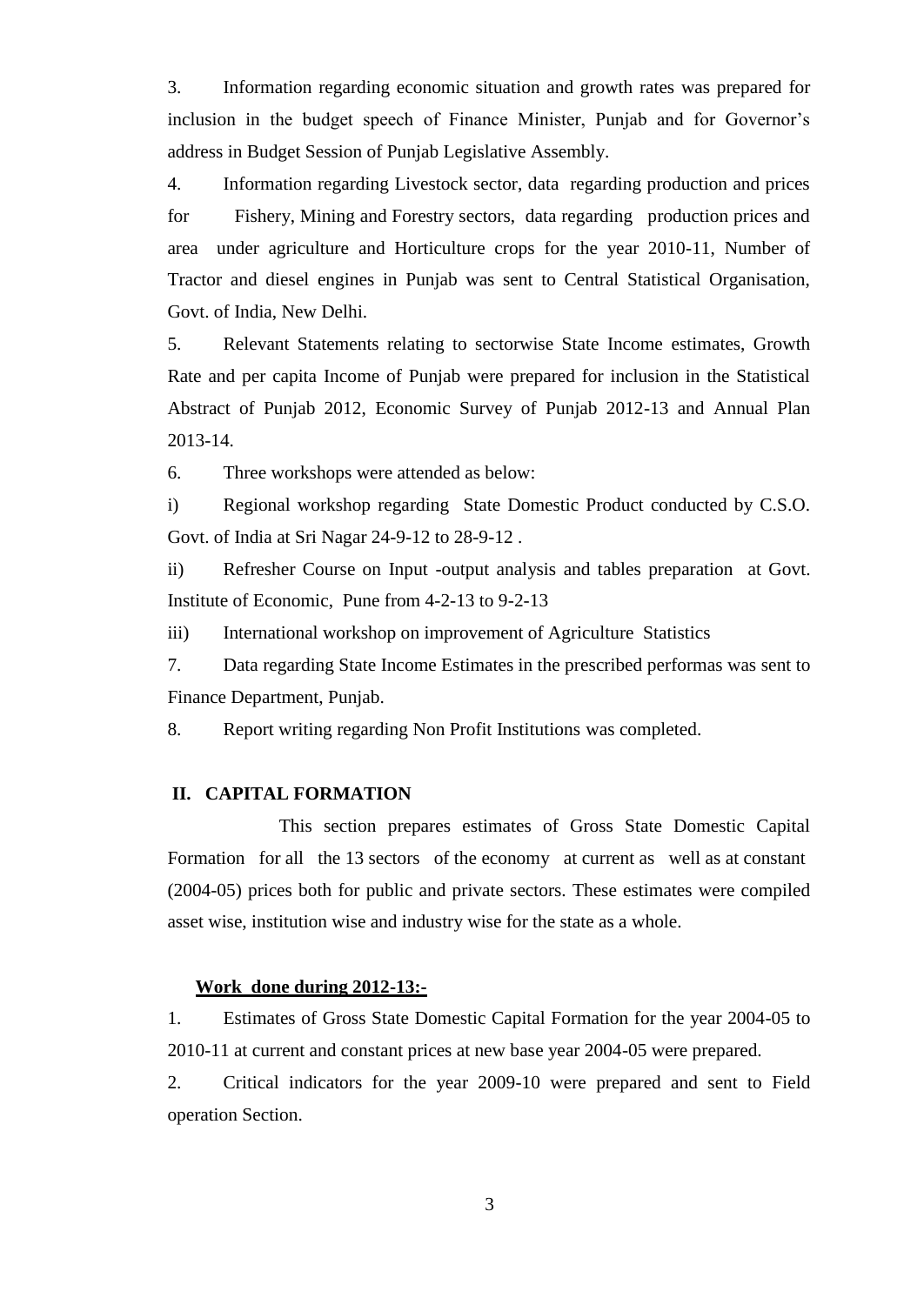3. Information regarding economic situation and growth rates was prepared for inclusion in the budget speech of Finance Minister, Punjab and for Governor's address in Budget Session of Punjab Legislative Assembly.

4. Information regarding Livestock sector, data regarding production and prices for Fishery, Mining and Forestry sectors, data regarding production prices and area under agriculture and Horticulture crops for the year 2010-11, Number of Tractor and diesel engines in Punjab was sent to Central Statistical Organisation, Govt. of India, New Delhi.

5. Relevant Statements relating to sectorwise State Income estimates, Growth Rate and per capita Income of Punjab were prepared for inclusion in the Statistical Abstract of Punjab 2012, Economic Survey of Punjab 2012-13 and Annual Plan 2013-14.

6. Three workshops were attended as below:

i) Regional workshop regarding State Domestic Product conducted by C.S.O. Govt. of India at Sri Nagar 24-9-12 to 28-9-12 .

ii) Refresher Course on Input -output analysis and tables preparation at Govt. Institute of Economic, Pune from 4-2-13 to 9-2-13

iii) International workshop on improvement of Agriculture Statistics

7. Data regarding State Income Estimates in the prescribed performas was sent to Finance Department, Punjab.

8. Report writing regarding Non Profit Institutions was completed.

## II. CAPITAL FORMATION

This section prepares estimates of Gross State Domestic Capital Formation for all the 13 sectors of the economy at current as well as at constant (2004-05) prices both for public and private sectors. These estimates were compiled asset wise, institution wise and industry wise for the state as a whole.

**Work done during 2012-13:-**

1. Estimates of Gross State Domestic Capital Formation for the year 2004-05 to 2010-11 at current and constant prices at new base year 2004-05 were prepared.

2. Critical indicators for the year 2009-10 were prepared and sent to Field operation Section.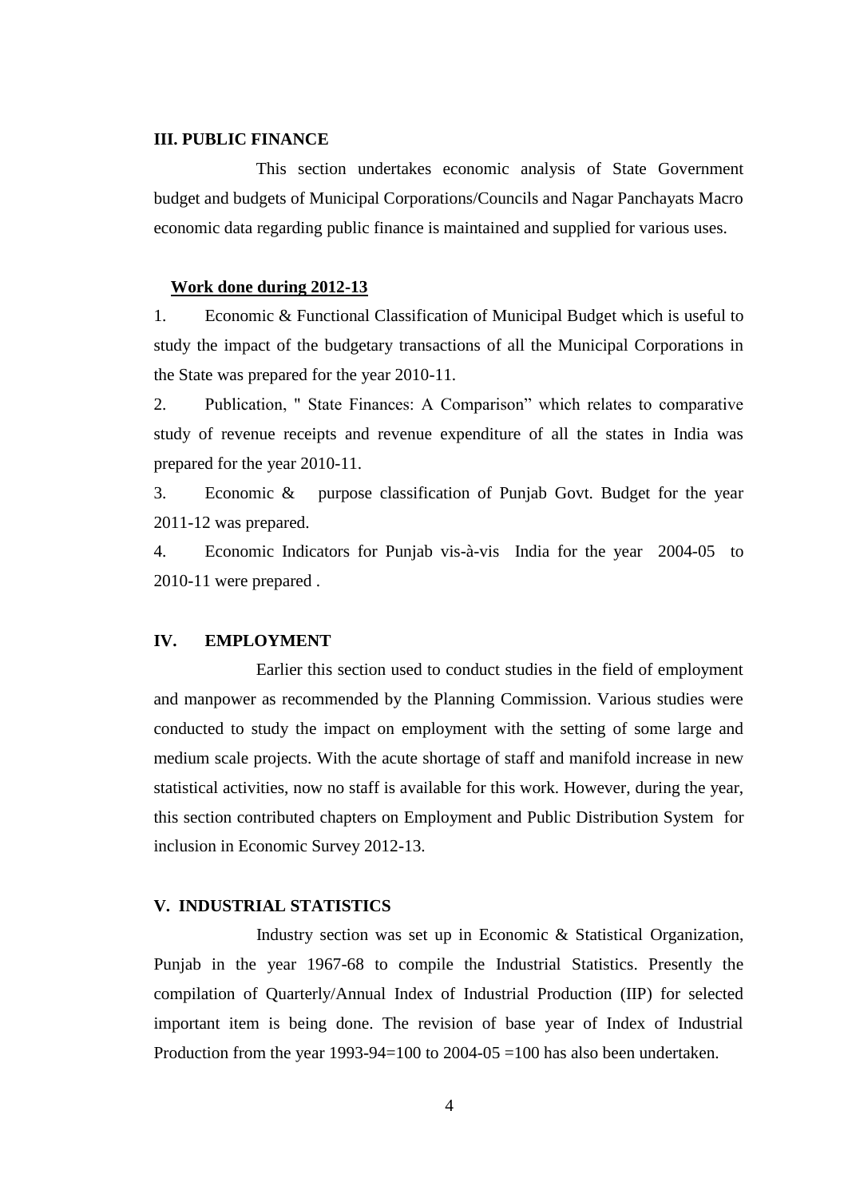## III. PUBLIC FINANCE

This section undertakes economic analysis of State Government budget and budgets of Municipal Corporations/Councils and Nagar Panchayats Macro economic data regarding public finance is maintained and supplied for various uses.

**Work done during 2012-13**

1. Economic & Functional Classification of Municipal Budget which is useful to study the impact of the budgetary transactions of all the Municipal Corporations in the State was prepared for the year 2010-11.
2. Publication, " State Finances: A Comparison" which relates to comparative study of revenue receipts and revenue expenditure of all the states in India was prepared for the year 2010-11.
3. Economic & purpose classification of Punjab Govt. Budget for the year 2011-12 was prepared.
4. Economic Indicators for Punjab vis-à-vis India for the year 2004-05 to 2010-11 were prepared .

## IV. EMPLOYMENT

Earlier this section used to conduct studies in the field of employment and manpower as recommended by the Planning Commission. Various studies were conducted to study the impact on employment with the setting of some large and medium scale projects. With the acute shortage of staff and manifold increase in new statistical activities, now no staff is available for this work. However, during the year, this section contributed chapters on Employment and Public Distribution System for inclusion in Economic Survey 2012-13.

## V. INDUSTRIAL STATISTICS

Industry section was set up in Economic & Statistical Organization, Punjab in the year 1967-68 to compile the Industrial Statistics. Presently the compilation of Quarterly/Annual Index of Industrial Production (IIP) for selected important item is being done. The revision of base year of Index of Industrial Production from the year 1993-94=100 to 2004-05 =100 has also been undertaken.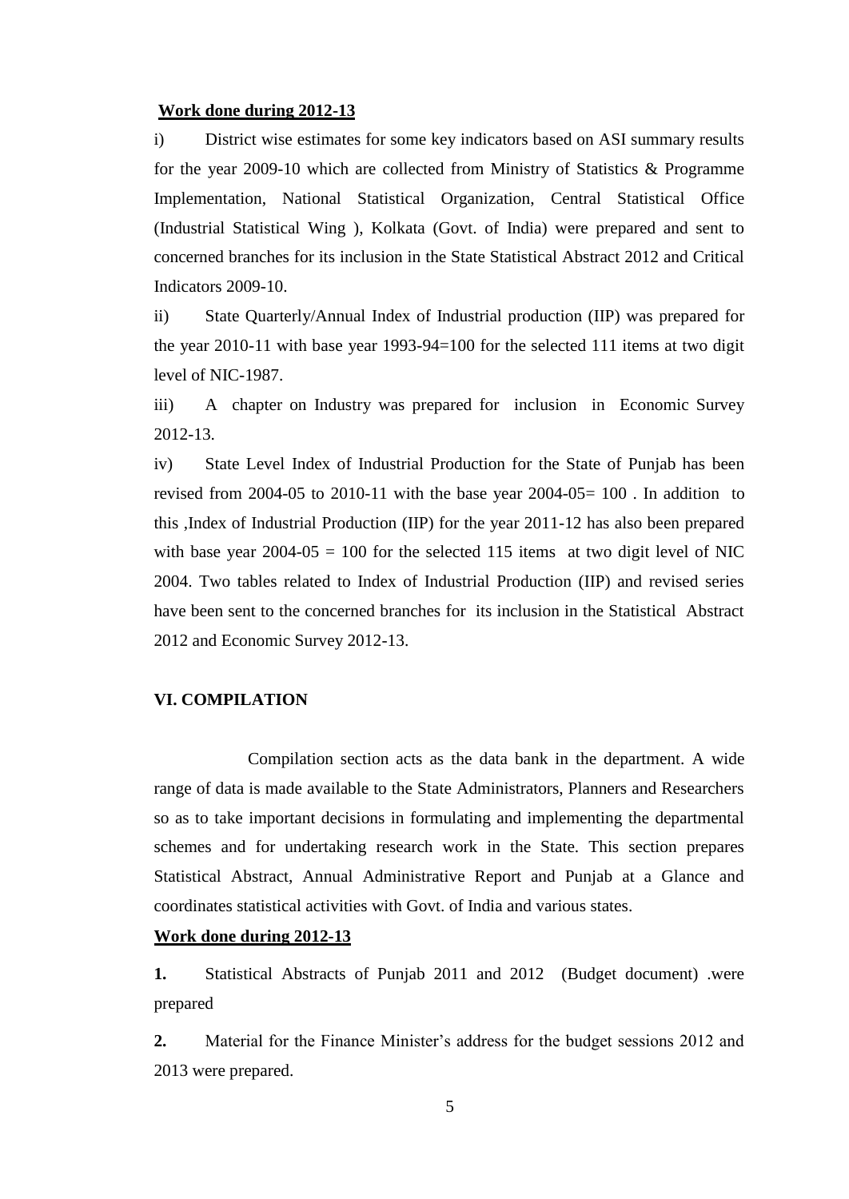**Work done during 2012-13**

i) District wise estimates for some key indicators based on ASI summary results for the year 2009-10 which are collected from Ministry of Statistics & Programme Implementation, National Statistical Organization, Central Statistical Office (Industrial Statistical Wing ), Kolkata (Govt. of India) were prepared and sent to concerned branches for its inclusion in the State Statistical Abstract 2012 and Critical Indicators 2009-10.

ii) State Quarterly/Annual Index of Industrial production (IIP) was prepared for the year 2010-11 with base year 1993-94=100 for the selected 111 items at two digit level of NIC-1987.

iii) A chapter on Industry was prepared for inclusion in Economic Survey 2012-13.

iv) State Level Index of Industrial Production for the State of Punjab has been revised from 2004-05 to 2010-11 with the base year 2004-05= 100 . In addition to this ,Index of Industrial Production (IIP) for the year 2011-12 has also been prepared with base year 2004-05 = 100 for the selected 115 items at two digit level of NIC 2004. Two tables related to Index of Industrial Production (IIP) and revised series have been sent to the concerned branches for its inclusion in the Statistical Abstract 2012 and Economic Survey 2012-13.

**VI. COMPILATION**

Compilation section acts as the data bank in the department. A wide range of data is made available to the State Administrators, Planners and Researchers so as to take important decisions in formulating and implementing the departmental schemes and for undertaking research work in the State. This section prepares Statistical Abstract, Annual Administrative Report and Punjab at a Glance and coordinates statistical activities with Govt. of India and various states.

**Work done during 2012-13**

**1.** Statistical Abstracts of Punjab 2011 and 2012 (Budget document) .were prepared

**2.** Material for the Finance Minister's address for the budget sessions 2012 and 2013 were prepared.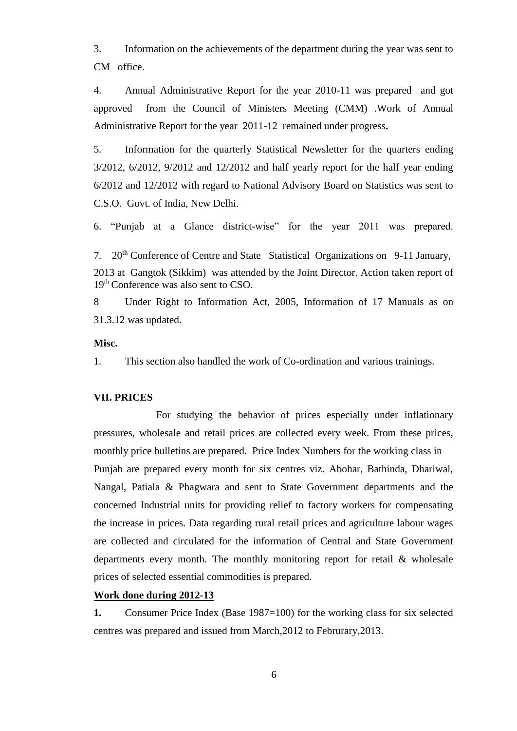3. Information on the achievements of the department during the year was sent to CM office.

4. Annual Administrative Report for the year 2010-11 was prepared and got approved from the Council of Ministers Meeting (CMM) .Work of Annual Administrative Report for the year 2011-12 remained under progress**.**

5. Information for the quarterly Statistical Newsletter for the quarters ending 3/2012, 6/2012, 9/2012 and 12/2012 and half yearly report for the half year ending 6/2012 and 12/2012 with regard to National Advisory Board on Statistics was sent to C.S.O. Govt. of India, New Delhi.

6. "Punjab at a Glance district-wise" for the year 2011 was prepared.

7. 20th Conference of Centre and State Statistical Organizations on 9-11 January, 2013 at Gangtok (Sikkim) was attended by the Joint Director. Action taken report of 19th Conference was also sent to CSO.

8 Under Right to Information Act, 2005, Information of 17 Manuals as on 31.3.12 was updated.

**Misc.**

1. This section also handled the work of Co-ordination and various trainings.

**VII. PRICES**

For studying the behavior of prices especially under inflationary pressures, wholesale and retail prices are collected every week. From these prices, monthly price bulletins are prepared. Price Index Numbers for the working class in Punjab are prepared every month for six centres viz. Abohar, Bathinda, Dhariwal, Nangal, Patiala & Phagwara and sent to State Government departments and the concerned Industrial units for providing relief to factory workers for compensating the increase in prices. Data regarding rural retail prices and agriculture labour wages are collected and circulated for the information of Central and State Government departments every month. The monthly monitoring report for retail & wholesale prices of selected essential commodities is prepared.

**Work done during 2012-13**

**1.** Consumer Price Index (Base 1987=100) for the working class for six selected centres was prepared and issued from March,2012 to Februrary,2013.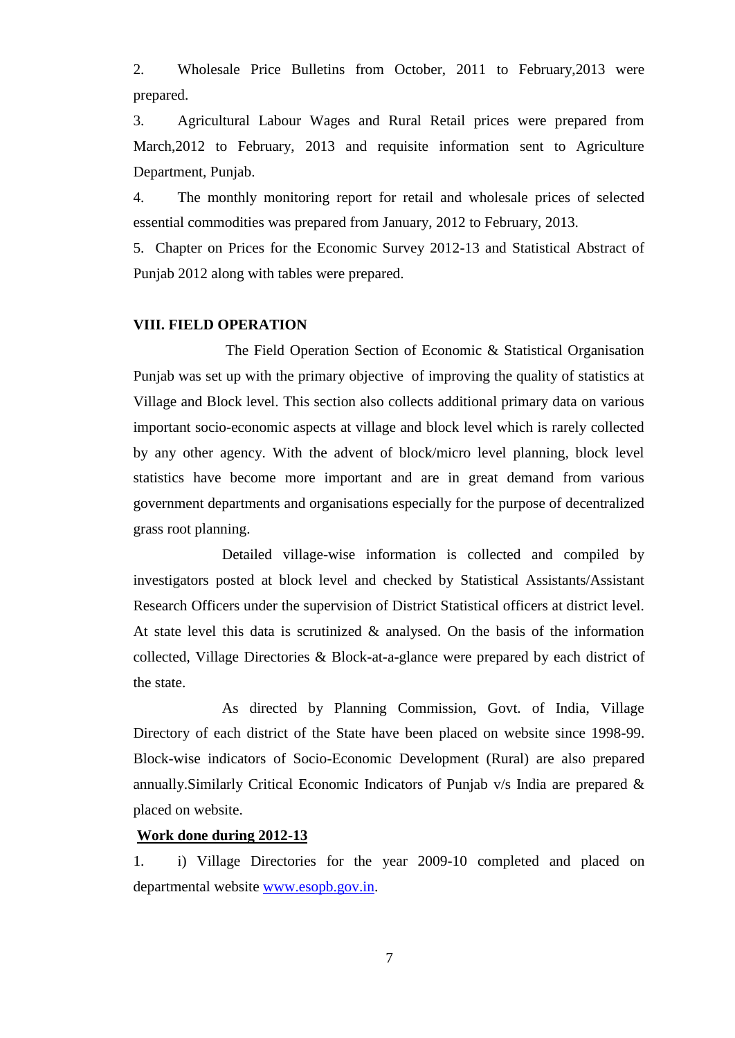2. Wholesale Price Bulletins from October, 2011 to February,2013 were prepared.

3. Agricultural Labour Wages and Rural Retail prices were prepared from March,2012 to February, 2013 and requisite information sent to Agriculture Department, Punjab.

4. The monthly monitoring report for retail and wholesale prices of selected essential commodities was prepared from January, 2012 to February, 2013.

5. Chapter on Prices for the Economic Survey 2012-13 and Statistical Abstract of Punjab 2012 along with tables were prepared.

## VIII. FIELD OPERATION

The Field Operation Section of Economic & Statistical Organisation Punjab was set up with the primary objective of improving the quality of statistics at Village and Block level. This section also collects additional primary data on various important socio-economic aspects at village and block level which is rarely collected by any other agency. With the advent of block/micro level planning, block level statistics have become more important and are in great demand from various government departments and organisations especially for the purpose of decentralized grass root planning.

Detailed village-wise information is collected and compiled by investigators posted at block level and checked by Statistical Assistants/Assistant Research Officers under the supervision of District Statistical officers at district level. At state level this data is scrutinized & analysed. On the basis of the information collected, Village Directories & Block-at-a-glance were prepared by each district of the state.

As directed by Planning Commission, Govt. of India, Village Directory of each district of the State have been placed on website since 1998-99. Block-wise indicators of Socio-Economic Development (Rural) are also prepared annually.Similarly Critical Economic Indicators of Punjab v/s India are prepared & placed on website.

**Work done during 2012-13**

1. i) Village Directories for the year 2009-10 completed and placed on departmental website [www.esopb.gov.in](http://www.esopb.gov.in).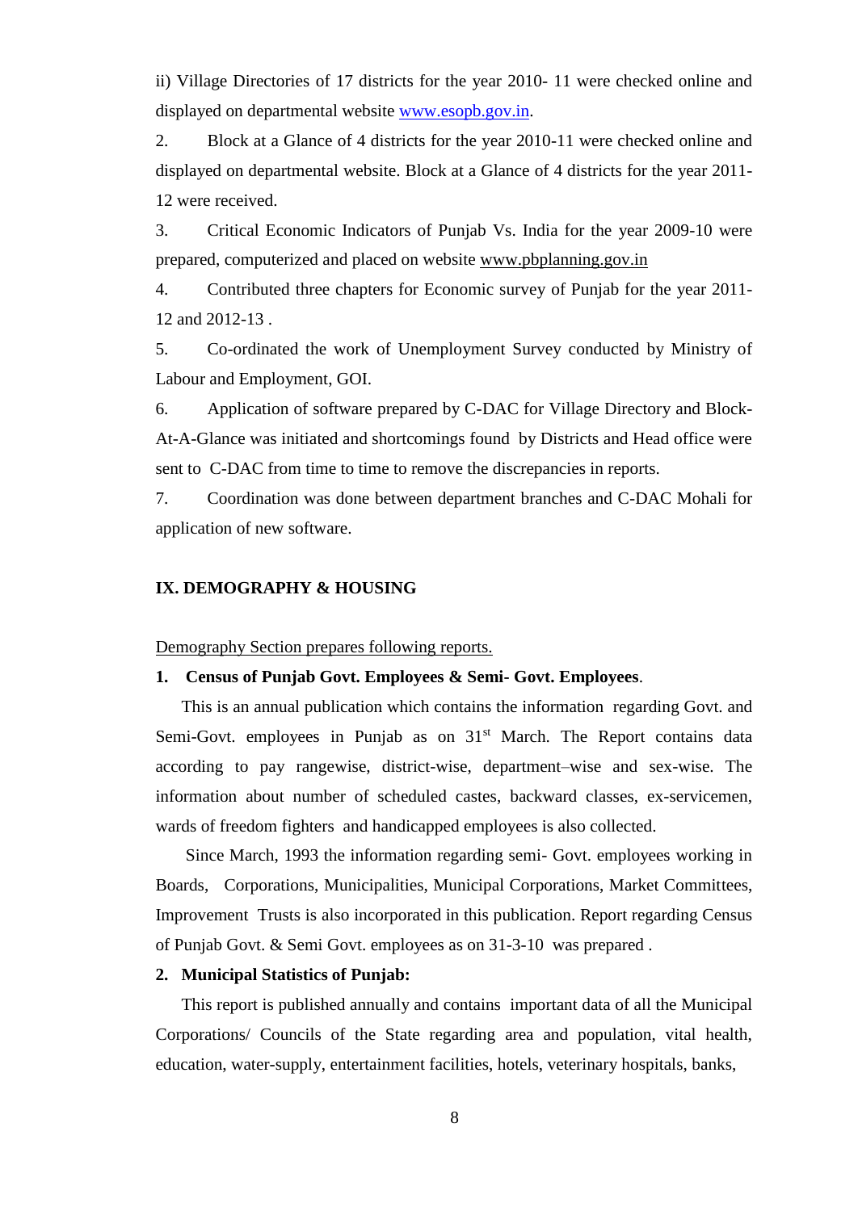ii) Village Directories of 17 districts for the year 2010- 11 were checked online and displayed on departmental website www.esopb.gov.in.

2. Block at a Glance of 4 districts for the year 2010-11 were checked online and displayed on departmental website. Block at a Glance of 4 districts for the year 2011-12 were received.

3. Critical Economic Indicators of Punjab Vs. India for the year 2009-10 were prepared, computerized and placed on website www.pbplanning.gov.in

4. Contributed three chapters for Economic survey of Punjab for the year 2011-12 and 2012-13 .

5. Co-ordinated the work of Unemployment Survey conducted by Ministry of Labour and Employment, GOI.

6. Application of software prepared by C-DAC for Village Directory and Block-At-A-Glance was initiated and shortcomings found by Districts and Head office were sent to C-DAC from time to time to remove the discrepancies in reports.

7. Coordination was done between department branches and C-DAC Mohali for application of new software.

## IX. DEMOGRAPHY & HOUSING

Demography Section prepares following reports.

**1. Census of Punjab Govt. Employees & Semi- Govt. Employees**.

This is an annual publication which contains the information regarding Govt. and Semi-Govt. employees in Punjab as on 31st March. The Report contains data according to pay rangewise, district-wise, department–wise and sex-wise. The information about number of scheduled castes, backward classes, ex-servicemen, wards of freedom fighters and handicapped employees is also collected.

Since March, 1993 the information regarding semi- Govt. employees working in Boards, Corporations, Municipalities, Municipal Corporations, Market Committees, Improvement Trusts is also incorporated in this publication. Report regarding Census of Punjab Govt. & Semi Govt. employees as on 31-3-10 was prepared .

**2. Municipal Statistics of Punjab:**

This report is published annually and contains important data of all the Municipal Corporations/ Councils of the State regarding area and population, vital health, education, water-supply, entertainment facilities, hotels, veterinary hospitals, banks,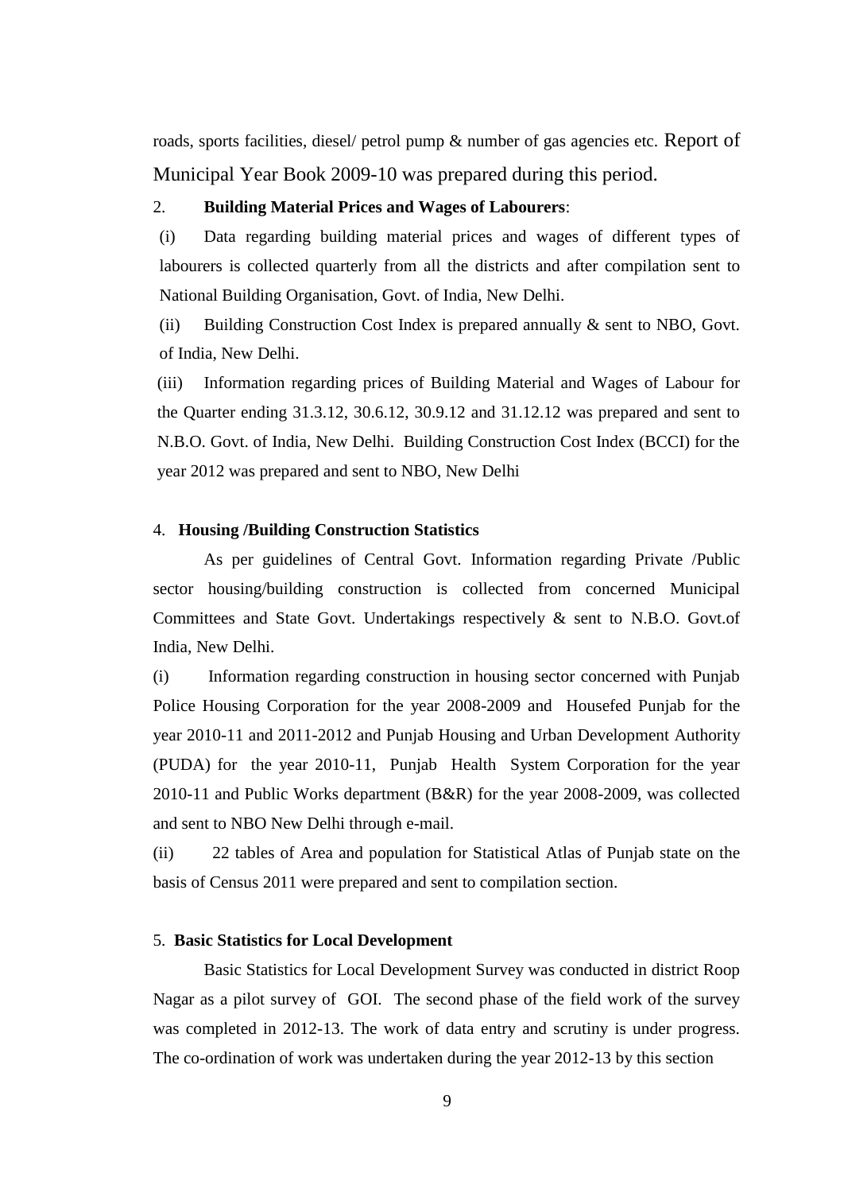roads, sports facilities, diesel/ petrol pump & number of gas agencies etc. Report of Municipal Year Book 2009-10 was prepared during this period.

2. **Building Material Prices and Wages of Labourers**:

(i) Data regarding building material prices and wages of different types of labourers is collected quarterly from all the districts and after compilation sent to National Building Organisation, Govt. of India, New Delhi.

(ii) Building Construction Cost Index is prepared annually & sent to NBO, Govt. of India, New Delhi.

(iii) Information regarding prices of Building Material and Wages of Labour for the Quarter ending 31.3.12, 30.6.12, 30.9.12 and 31.12.12 was prepared and sent to N.B.O. Govt. of India, New Delhi. Building Construction Cost Index (BCCI) for the year 2012 was prepared and sent to NBO, New Delhi

4. **Housing /Building Construction Statistics**

As per guidelines of Central Govt. Information regarding Private /Public sector housing/building construction is collected from concerned Municipal Committees and State Govt. Undertakings respectively & sent to N.B.O. Govt.of India, New Delhi.

(i) Information regarding construction in housing sector concerned with Punjab Police Housing Corporation for the year 2008-2009 and Housefed Punjab for the year 2010-11 and 2011-2012 and Punjab Housing and Urban Development Authority (PUDA) for the year 2010-11, Punjab Health System Corporation for the year 2010-11 and Public Works department (B&R) for the year 2008-2009, was collected and sent to NBO New Delhi through e-mail.

(ii) 22 tables of Area and population for Statistical Atlas of Punjab state on the basis of Census 2011 were prepared and sent to compilation section.

5. **Basic Statistics for Local Development**

Basic Statistics for Local Development Survey was conducted in district Roop Nagar as a pilot survey of GOI. The second phase of the field work of the survey was completed in 2012-13. The work of data entry and scrutiny is under progress. The co-ordination of work was undertaken during the year 2012-13 by this section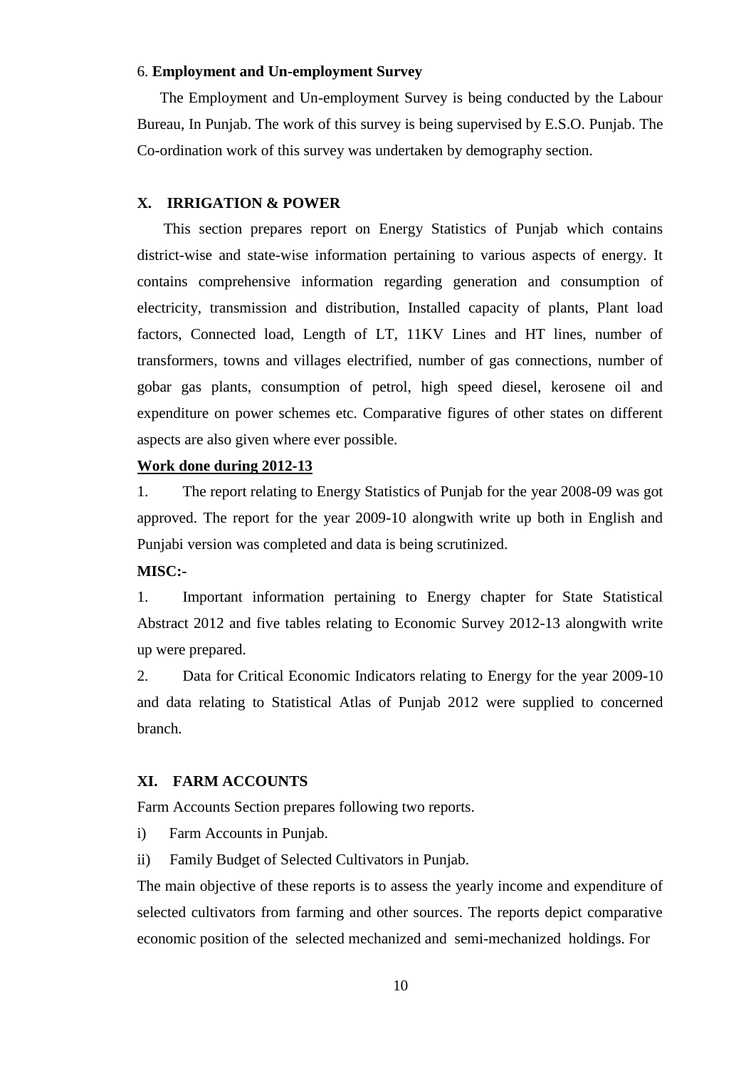6. **Employment and Un-employment Survey**

The Employment and Un-employment Survey is being conducted by the Labour Bureau, In Punjab. The work of this survey is being supervised by E.S.O. Punjab. The Co-ordination work of this survey was undertaken by demography section.

## X. IRRIGATION & POWER

This section prepares report on Energy Statistics of Punjab which contains district-wise and state-wise information pertaining to various aspects of energy. It contains comprehensive information regarding generation and consumption of electricity, transmission and distribution, Installed capacity of plants, Plant load factors, Connected load, Length of LT, 11KV Lines and HT lines, number of transformers, towns and villages electrified, number of gas connections, number of gobar gas plants, consumption of petrol, high speed diesel, kerosene oil and expenditure on power schemes etc. Comparative figures of other states on different aspects are also given where ever possible.

**Work done during 2012-13**

1. The report relating to Energy Statistics of Punjab for the year 2008-09 was got approved. The report for the year 2009-10 alongwith write up both in English and Punjabi version was completed and data is being scrutinized.

**MISC:-**

1. Important information pertaining to Energy chapter for State Statistical Abstract 2012 and five tables relating to Economic Survey 2012-13 alongwith write up were prepared.
2. Data for Critical Economic Indicators relating to Energy for the year 2009-10 and data relating to Statistical Atlas of Punjab 2012 were supplied to concerned branch.

## XI. FARM ACCOUNTS

Farm Accounts Section prepares following two reports.

i) Farm Accounts in Punjab.

ii) Family Budget of Selected Cultivators in Punjab.

The main objective of these reports is to assess the yearly income and expenditure of selected cultivators from farming and other sources. The reports depict comparative economic position of the selected mechanized and semi-mechanized holdings. For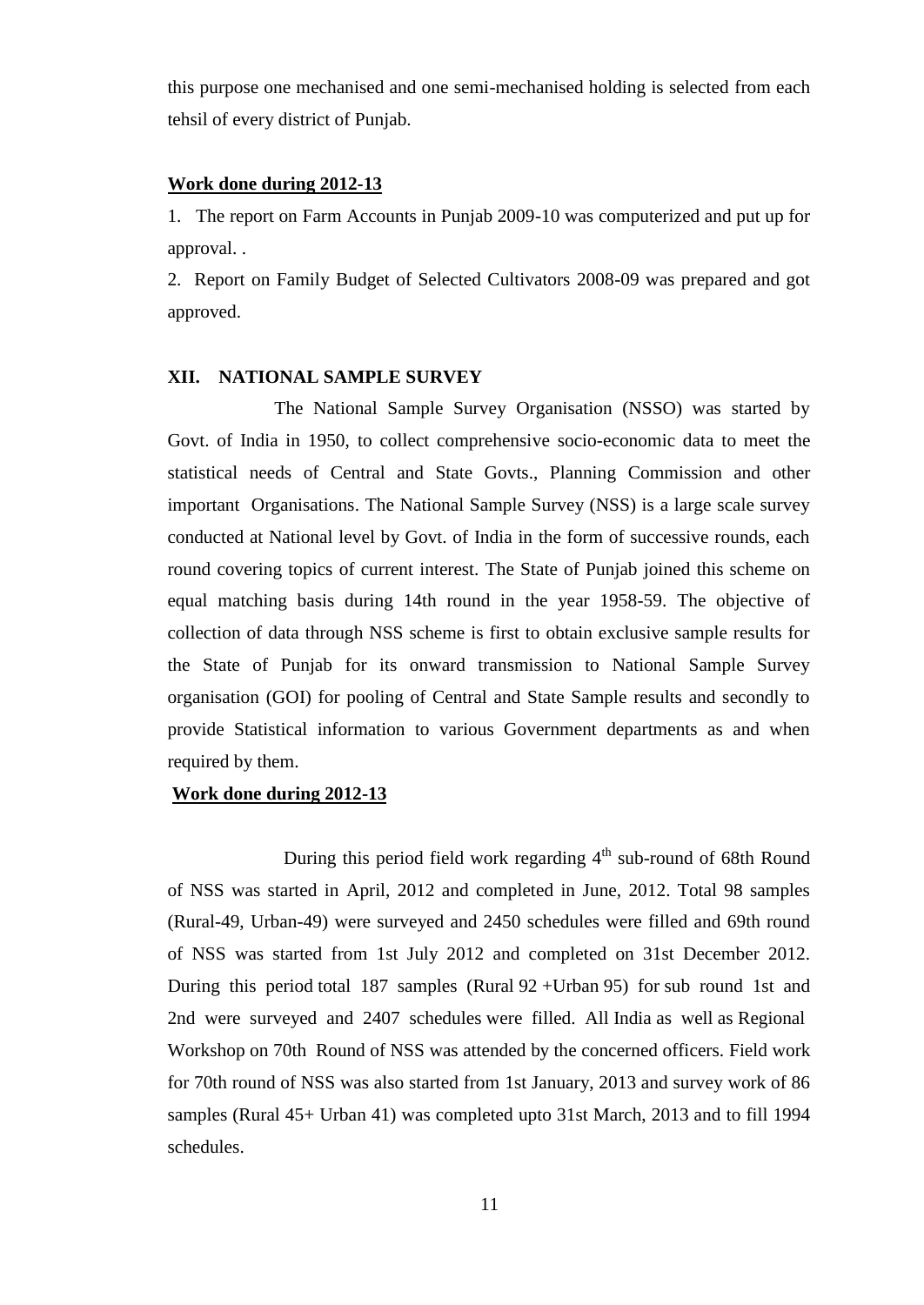this purpose one mechanised and one semi-mechanised holding is selected from each tehsil of every district of Punjab.

**Work done during 2012-13**

1. The report on Farm Accounts in Punjab 2009-10 was computerized and put up for approval. .

2. Report on Family Budget of Selected Cultivators 2008-09 was prepared and got approved.

### XII. NATIONAL SAMPLE SURVEY

The National Sample Survey Organisation (NSSO) was started by Govt. of India in 1950, to collect comprehensive socio-economic data to meet the statistical needs of Central and State Govts., Planning Commission and other important Organisations. The National Sample Survey (NSS) is a large scale survey conducted at National level by Govt. of India in the form of successive rounds, each round covering topics of current interest. The State of Punjab joined this scheme on equal matching basis during 14th round in the year 1958-59. The objective of collection of data through NSS scheme is first to obtain exclusive sample results for the State of Punjab for its onward transmission to National Sample Survey organisation (GOI) for pooling of Central and State Sample results and secondly to provide Statistical information to various Government departments as and when required by them.

**Work done during 2012-13**

During this period field work regarding 4th sub-round of 68th Round of NSS was started in April, 2012 and completed in June, 2012. Total 98 samples (Rural-49, Urban-49) were surveyed and 2450 schedules were filled and 69th round of NSS was started from 1st July 2012 and completed on 31st December 2012. During this period total 187 samples (Rural 92 +Urban 95) for sub round 1st and 2nd were surveyed and 2407 schedules were filled. All India as well as Regional Workshop on 70th Round of NSS was attended by the concerned officers. Field work for 70th round of NSS was also started from 1st January, 2013 and survey work of 86 samples (Rural 45+ Urban 41) was completed upto 31st March, 2013 and to fill 1994 schedules.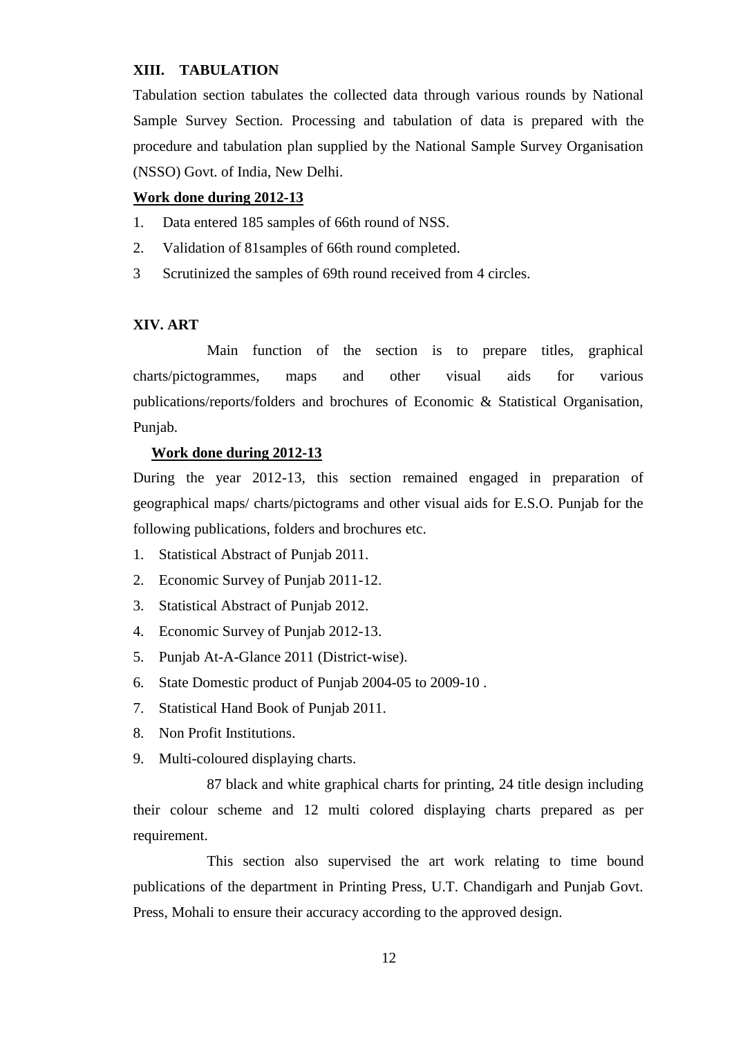## XIII. TABULATION

Tabulation section tabulates the collected data through various rounds by National Sample Survey Section. Processing and tabulation of data is prepared with the procedure and tabulation plan supplied by the National Sample Survey Organisation (NSSO) Govt. of India, New Delhi.

**Work done during 2012-13**

1. Data entered 185 samples of 66th round of NSS.
2. Validation of 81samples of 66th round completed.
3. Scrutinized the samples of 69th round received from 4 circles.

## XIV. ART

Main function of the section is to prepare titles, graphical charts/pictogrammes, maps and other visual aids for various publications/reports/folders and brochures of Economic & Statistical Organisation, Punjab.

**Work done during 2012-13**

During the year 2012-13, this section remained engaged in preparation of geographical maps/ charts/pictograms and other visual aids for E.S.O. Punjab for the following publications, folders and brochures etc.

1. Statistical Abstract of Punjab 2011.
2. Economic Survey of Punjab 2011-12.
3. Statistical Abstract of Punjab 2012.
4. Economic Survey of Punjab 2012-13.
5. Punjab At-A-Glance 2011 (District-wise).
6. State Domestic product of Punjab 2004-05 to 2009-10 .
7. Statistical Hand Book of Punjab 2011.
8. Non Profit Institutions.
9. Multi-coloured displaying charts.

87 black and white graphical charts for printing, 24 title design including their colour scheme and 12 multi colored displaying charts prepared as per requirement.

This section also supervised the art work relating to time bound publications of the department in Printing Press, U.T. Chandigarh and Punjab Govt. Press, Mohali to ensure their accuracy according to the approved design.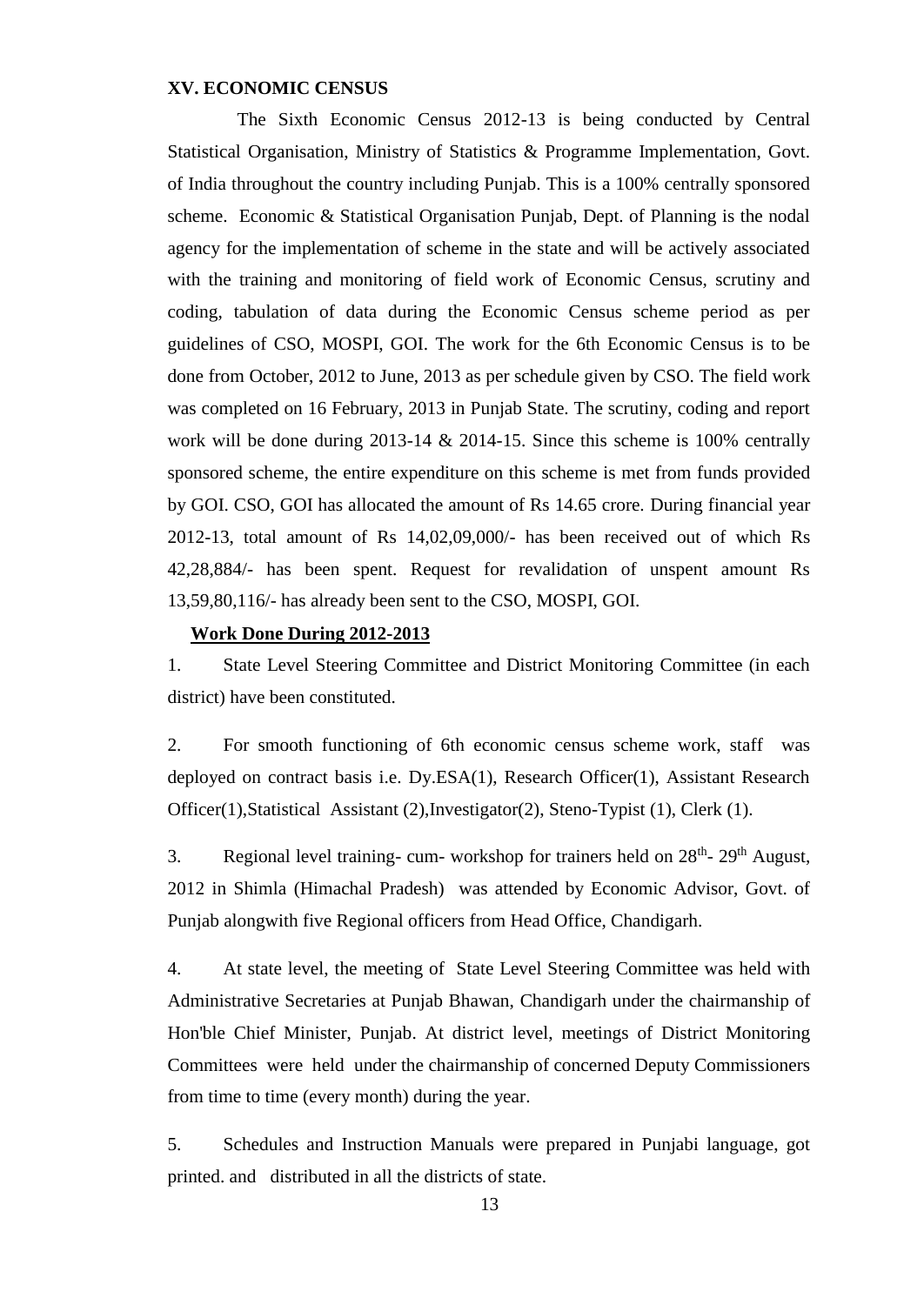## XV. ECONOMIC CENSUS

The Sixth Economic Census 2012-13 is being conducted by Central Statistical Organisation, Ministry of Statistics & Programme Implementation, Govt. of India throughout the country including Punjab. This is a 100% centrally sponsored scheme. Economic & Statistical Organisation Punjab, Dept. of Planning is the nodal agency for the implementation of scheme in the state and will be actively associated with the training and monitoring of field work of Economic Census, scrutiny and coding, tabulation of data during the Economic Census scheme period as per guidelines of CSO, MOSPI, GOI. The work for the 6th Economic Census is to be done from October, 2012 to June, 2013 as per schedule given by CSO. The field work was completed on 16 February, 2013 in Punjab State. The scrutiny, coding and report work will be done during 2013-14 & 2014-15. Since this scheme is 100% centrally sponsored scheme, the entire expenditure on this scheme is met from funds provided by GOI. CSO, GOI has allocated the amount of Rs 14.65 crore. During financial year 2012-13, total amount of Rs 14,02,09,000/- has been received out of which Rs 42,28,884/- has been spent. Request for revalidation of unspent amount Rs 13,59,80,116/- has already been sent to the CSO, MOSPI, GOI.

**Work Done During 2012-2013**

1. State Level Steering Committee and District Monitoring Committee (in each district) have been constituted.

2. For smooth functioning of 6th economic census scheme work, staff was deployed on contract basis i.e. Dy.ESA(1), Research Officer(1), Assistant Research Officer(1),Statistical Assistant (2),Investigator(2), Steno-Typist (1), Clerk (1).

3. Regional level training- cum- workshop for trainers held on 28th- 29th August, 2012 in Shimla (Himachal Pradesh) was attended by Economic Advisor, Govt. of Punjab alongwith five Regional officers from Head Office, Chandigarh.

4. At state level, the meeting of State Level Steering Committee was held with Administrative Secretaries at Punjab Bhawan, Chandigarh under the chairmanship of Hon'ble Chief Minister, Punjab. At district level, meetings of District Monitoring Committees were held under the chairmanship of concerned Deputy Commissioners from time to time (every month) during the year.

5. Schedules and Instruction Manuals were prepared in Punjabi language, got printed. and distributed in all the districts of state.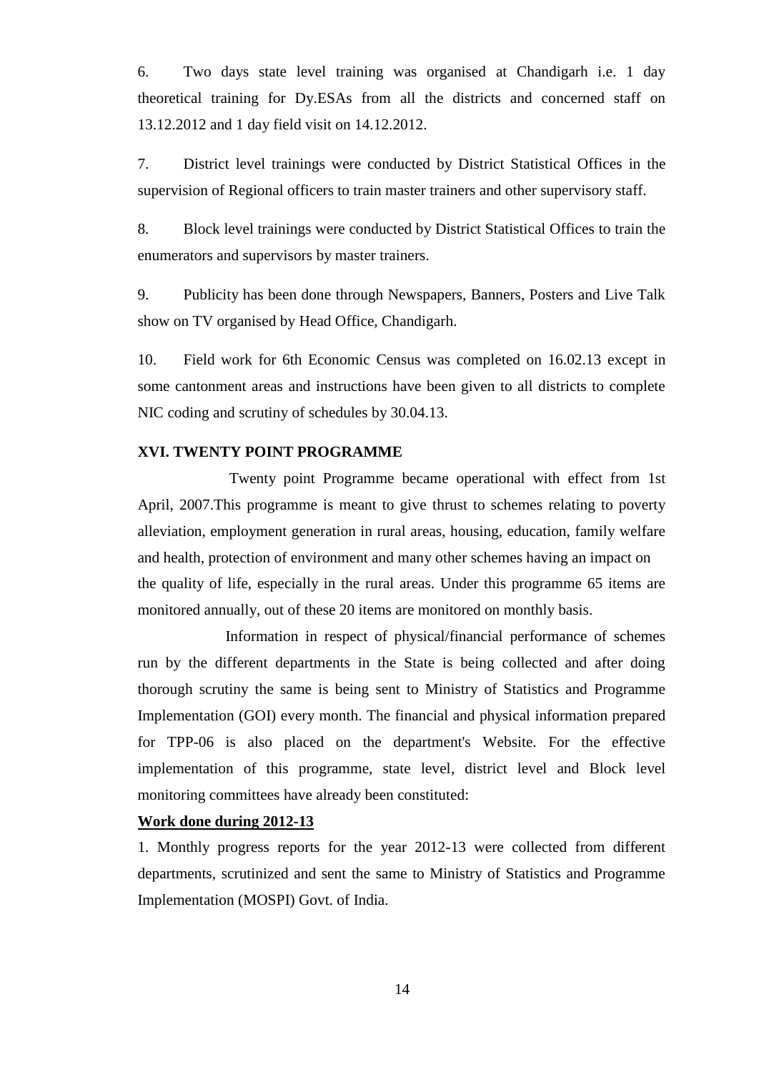6. Two days state level training was organised at Chandigarh i.e. 1 day theoretical training for Dy.ESAs from all the districts and concerned staff on 13.12.2012 and 1 day field visit on 14.12.2012.

7. District level trainings were conducted by District Statistical Offices in the supervision of Regional officers to train master trainers and other supervisory staff.

8. Block level trainings were conducted by District Statistical Offices to train the enumerators and supervisors by master trainers.

9. Publicity has been done through Newspapers, Banners, Posters and Live Talk show on TV organised by Head Office, Chandigarh.

10. Field work for 6th Economic Census was completed on 16.02.13 except in some cantonment areas and instructions have been given to all districts to complete NIC coding and scrutiny of schedules by 30.04.13.

## XVI. TWENTY POINT PROGRAMME

Twenty point Programme became operational with effect from 1st April, 2007.This programme is meant to give thrust to schemes relating to poverty alleviation, employment generation in rural areas, housing, education, family welfare and health, protection of environment and many other schemes having an impact on the quality of life, especially in the rural areas. Under this programme 65 items are monitored annually, out of these 20 items are monitored on monthly basis.

Information in respect of physical/financial performance of schemes run by the different departments in the State is being collected and after doing thorough scrutiny the same is being sent to Ministry of Statistics and Programme Implementation (GOI) every month. The financial and physical information prepared for TPP-06 is also placed on the department's Website. For the effective implementation of this programme, state level, district level and Block level monitoring committees have already been constituted:

**Work done during 2012-13**

1. Monthly progress reports for the year 2012-13 were collected from different departments, scrutinized and sent the same to Ministry of Statistics and Programme Implementation (MOSPI) Govt. of India.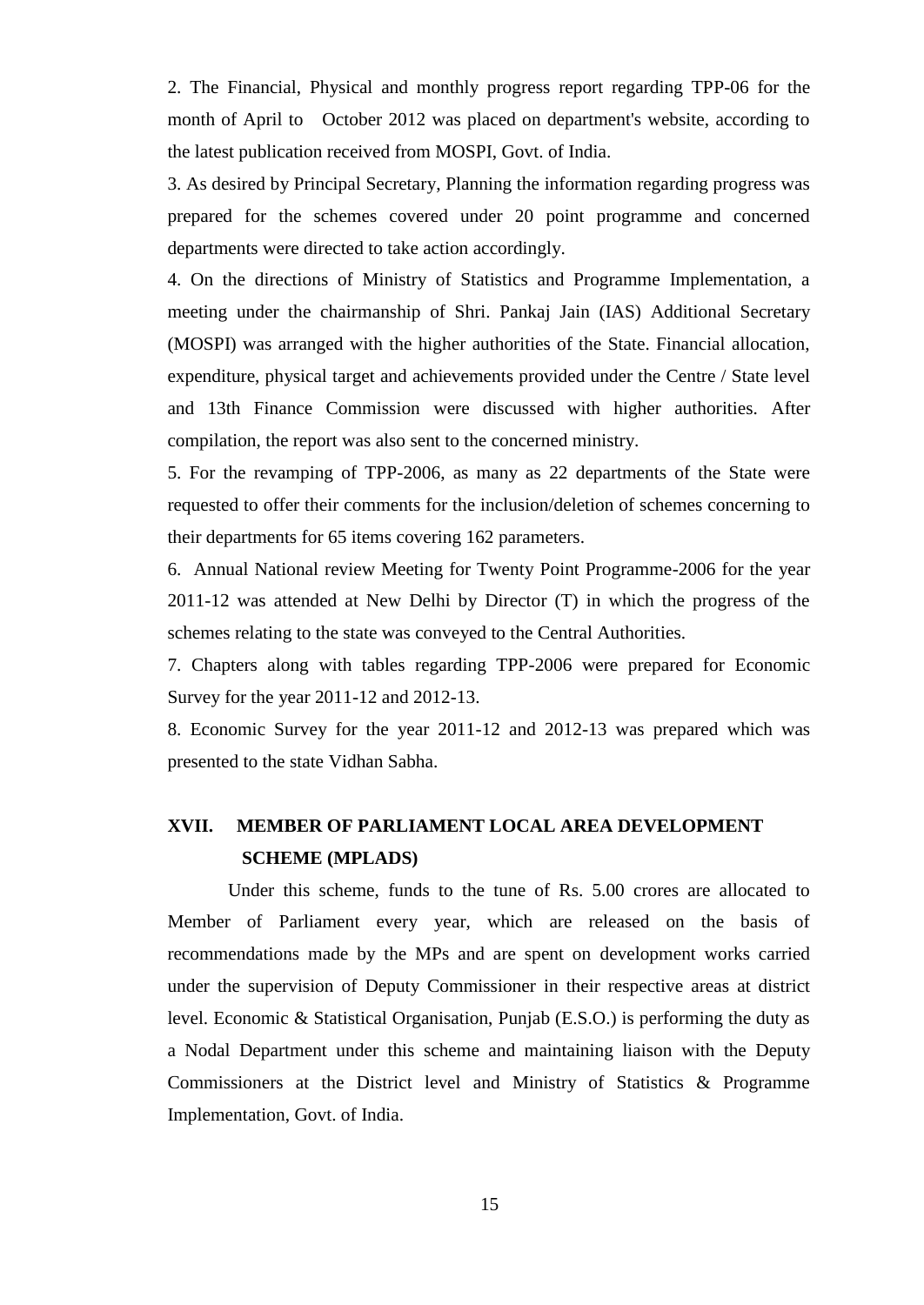2. The Financial, Physical and monthly progress report regarding TPP-06 for the month of April to October 2012 was placed on department's website, according to the latest publication received from MOSPI, Govt. of India.

3. As desired by Principal Secretary, Planning the information regarding progress was prepared for the schemes covered under 20 point programme and concerned departments were directed to take action accordingly.

4. On the directions of Ministry of Statistics and Programme Implementation, a meeting under the chairmanship of Shri. Pankaj Jain (IAS) Additional Secretary (MOSPI) was arranged with the higher authorities of the State. Financial allocation, expenditure, physical target and achievements provided under the Centre / State level and 13th Finance Commission were discussed with higher authorities. After compilation, the report was also sent to the concerned ministry.

5. For the revamping of TPP-2006, as many as 22 departments of the State were requested to offer their comments for the inclusion/deletion of schemes concerning to their departments for 65 items covering 162 parameters.

6. Annual National review Meeting for Twenty Point Programme-2006 for the year 2011-12 was attended at New Delhi by Director (T) in which the progress of the schemes relating to the state was conveyed to the Central Authorities.

7. Chapters along with tables regarding TPP-2006 were prepared for Economic Survey for the year 2011-12 and 2012-13.

8. Economic Survey for the year 2011-12 and 2012-13 was prepared which was presented to the state Vidhan Sabha.

## XVII. MEMBER OF PARLIAMENT LOCAL AREA DEVELOPMENT SCHEME (MPLADS)

Under this scheme, funds to the tune of Rs. 5.00 crores are allocated to Member of Parliament every year, which are released on the basis of recommendations made by the MPs and are spent on development works carried under the supervision of Deputy Commissioner in their respective areas at district level. Economic & Statistical Organisation, Punjab (E.S.O.) is performing the duty as a Nodal Department under this scheme and maintaining liaison with the Deputy Commissioners at the District level and Ministry of Statistics & Programme Implementation, Govt. of India.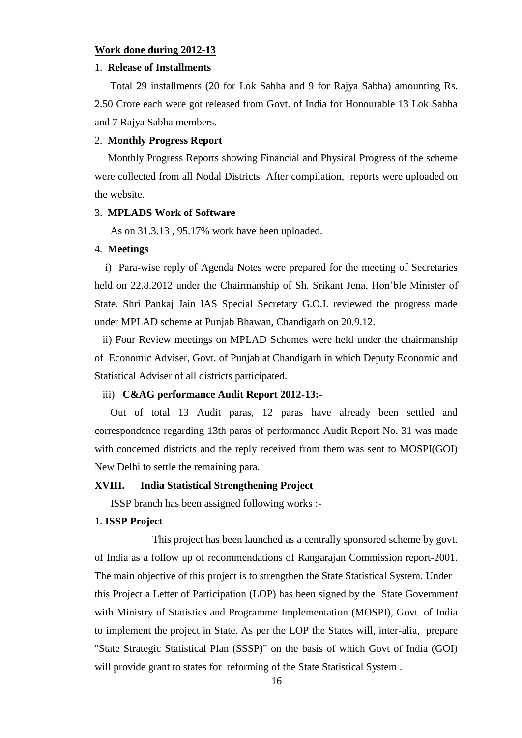**Work done during 2012-13**

1. **Release of Installments**

Total 29 installments (20 for Lok Sabha and 9 for Rajya Sabha) amounting Rs. 2.50 Crore each were got released from Govt. of India for Honourable 13 Lok Sabha and 7 Rajya Sabha members.

2. **Monthly Progress Report**

Monthly Progress Reports showing Financial and Physical Progress of the scheme were collected from all Nodal Districts After compilation, reports were uploaded on the website.

3. **MPLADS Work of Software**

As on 31.3.13 , 95.17% work have been uploaded.

4. **Meetings**

i) Para-wise reply of Agenda Notes were prepared for the meeting of Secretaries held on 22.8.2012 under the Chairmanship of Sh. Srikant Jena, Hon'ble Minister of State. Shri Pankaj Jain IAS Special Secretary G.O.I. reviewed the progress made under MPLAD scheme at Punjab Bhawan, Chandigarh on 20.9.12.

ii) Four Review meetings on MPLAD Schemes were held under the chairmanship of Economic Adviser, Govt. of Punjab at Chandigarh in which Deputy Economic and Statistical Adviser of all districts participated.

iii) **C&AG performance Audit Report 2012-13:-**

Out of total 13 Audit paras, 12 paras have already been settled and correspondence regarding 13th paras of performance Audit Report No. 31 was made with concerned districts and the reply received from them was sent to MOSPI(GOI) New Delhi to settle the remaining para.

**XVIII. India Statistical Strengthening Project**

ISSP branch has been assigned following works :-

1. **ISSP Project**

This project has been launched as a centrally sponsored scheme by govt. of India as a follow up of recommendations of Rangarajan Commission report-2001. The main objective of this project is to strengthen the State Statistical System. Under this Project a Letter of Participation (LOP) has been signed by the State Government with Ministry of Statistics and Programme Implementation (MOSPI), Govt. of India to implement the project in State. As per the LOP the States will, inter-alia, prepare "State Strategic Statistical Plan (SSSP)" on the basis of which Govt of India (GOI) will provide grant to states for reforming of the State Statistical System .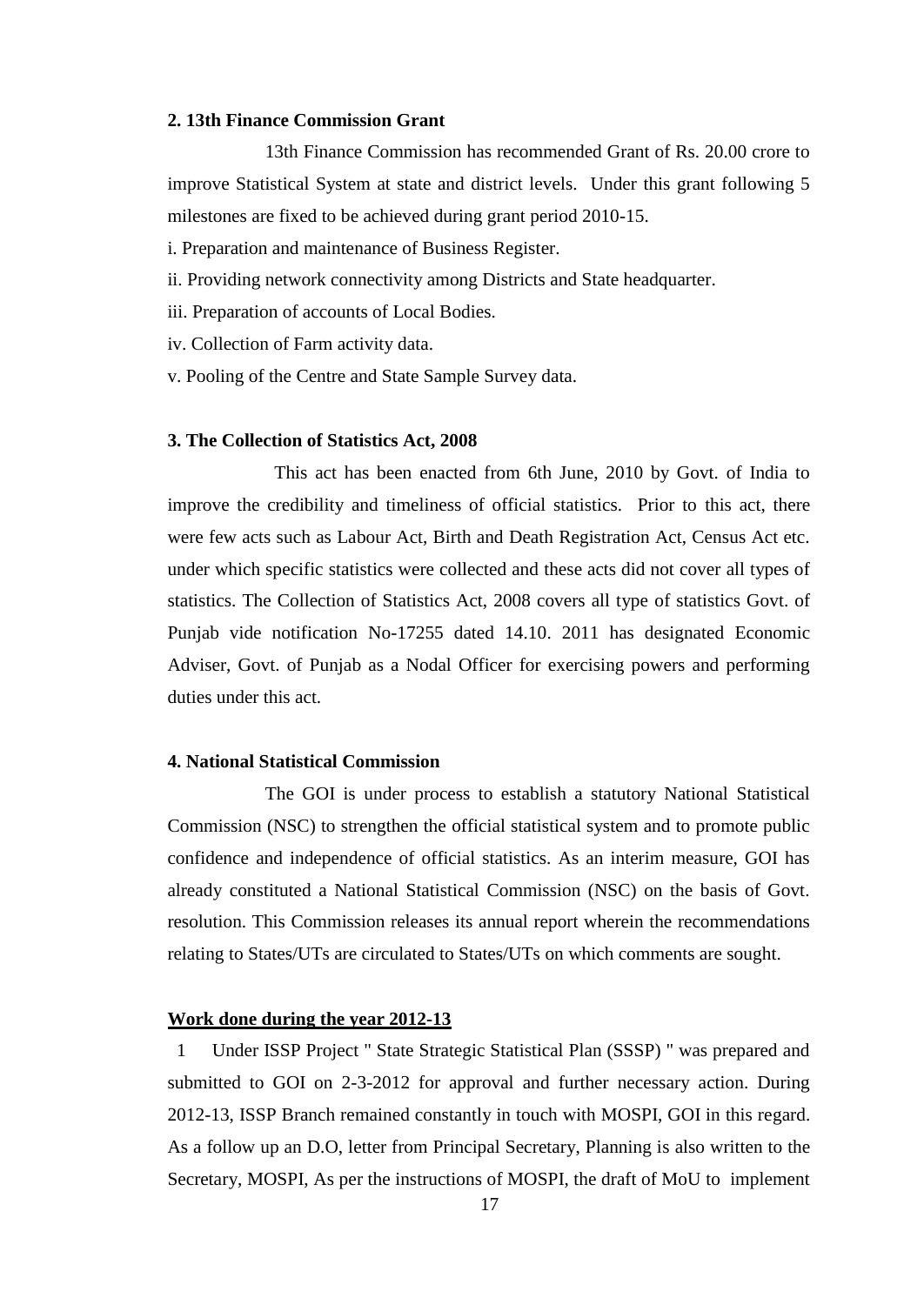**2. 13th Finance Commission Grant**

13th Finance Commission has recommended Grant of Rs. 20.00 crore to improve Statistical System at state and district levels. Under this grant following 5 milestones are fixed to be achieved during grant period 2010-15.

i. Preparation and maintenance of Business Register.

ii. Providing network connectivity among Districts and State headquarter.

iii. Preparation of accounts of Local Bodies.

iv. Collection of Farm activity data.

v. Pooling of the Centre and State Sample Survey data.

**3. The Collection of Statistics Act, 2008**

This act has been enacted from 6th June, 2010 by Govt. of India to improve the credibility and timeliness of official statistics. Prior to this act, there were few acts such as Labour Act, Birth and Death Registration Act, Census Act etc. under which specific statistics were collected and these acts did not cover all types of statistics. The Collection of Statistics Act, 2008 covers all type of statistics Govt. of Punjab vide notification No-17255 dated 14.10. 2011 has designated Economic Adviser, Govt. of Punjab as a Nodal Officer for exercising powers and performing duties under this act.

**4. National Statistical Commission**

The GOI is under process to establish a statutory National Statistical Commission (NSC) to strengthen the official statistical system and to promote public confidence and independence of official statistics. As an interim measure, GOI has already constituted a National Statistical Commission (NSC) on the basis of Govt. resolution. This Commission releases its annual report wherein the recommendations relating to States/UTs are circulated to States/UTs on which comments are sought.

**Work done during the year 2012-13**

1 Under ISSP Project " State Strategic Statistical Plan (SSSP) " was prepared and submitted to GOI on 2-3-2012 for approval and further necessary action. During 2012-13, ISSP Branch remained constantly in touch with MOSPI, GOI in this regard. As a follow up an D.O, letter from Principal Secretary, Planning is also written to the Secretary, MOSPI, As per the instructions of MOSPI, the draft of MoU to implement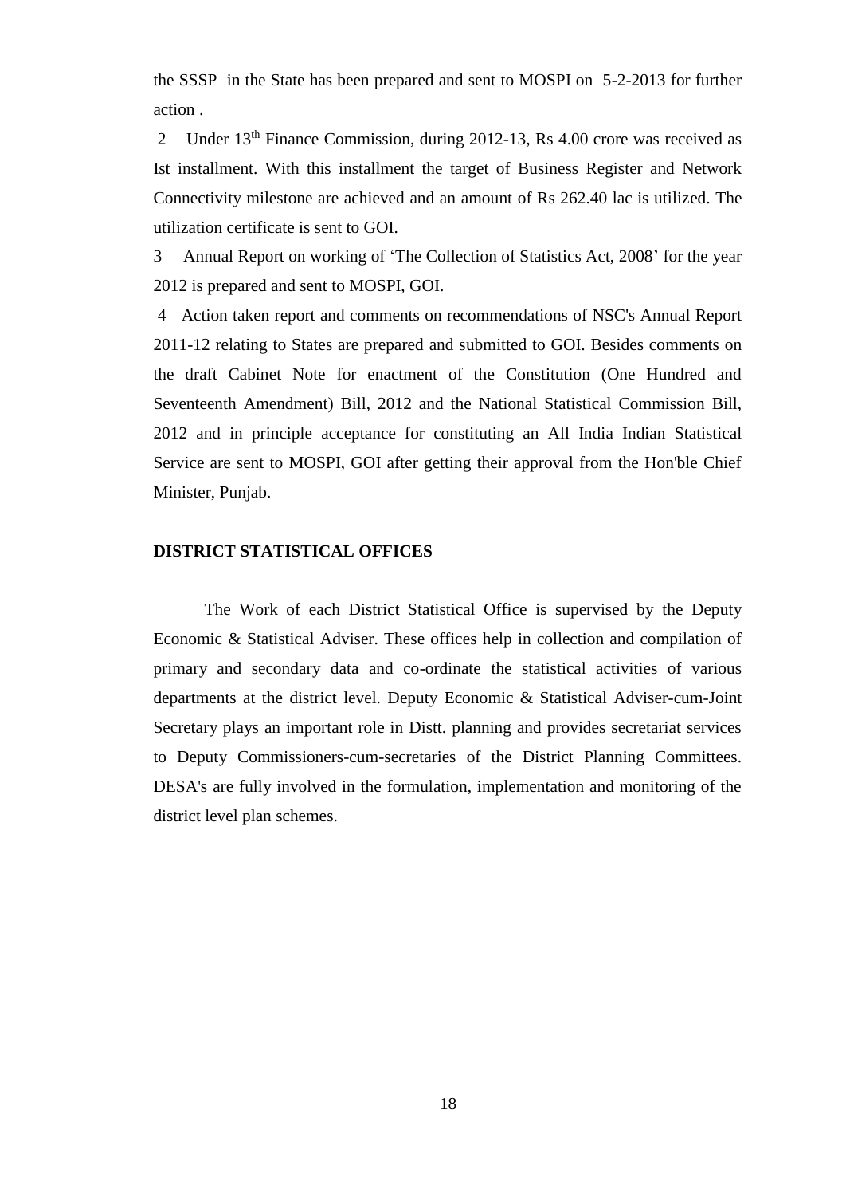the SSSP in the State has been prepared and sent to MOSPI on 5-2-2013 for further action .

2 Under 13th Finance Commission, during 2012-13, Rs 4.00 crore was received as Ist installment. With this installment the target of Business Register and Network Connectivity milestone are achieved and an amount of Rs 262.40 lac is utilized. The utilization certificate is sent to GOI.

3 Annual Report on working of 'The Collection of Statistics Act, 2008' for the year 2012 is prepared and sent to MOSPI, GOI.

4 Action taken report and comments on recommendations of NSC's Annual Report 2011-12 relating to States are prepared and submitted to GOI. Besides comments on the draft Cabinet Note for enactment of the Constitution (One Hundred and Seventeenth Amendment) Bill, 2012 and the National Statistical Commission Bill, 2012 and in principle acceptance for constituting an All India Indian Statistical Service are sent to MOSPI, GOI after getting their approval from the Hon'ble Chief Minister, Punjab.

**DISTRICT STATISTICAL OFFICES**

The Work of each District Statistical Office is supervised by the Deputy Economic & Statistical Adviser. These offices help in collection and compilation of primary and secondary data and co-ordinate the statistical activities of various departments at the district level. Deputy Economic & Statistical Adviser-cum-Joint Secretary plays an important role in Distt. planning and provides secretariat services to Deputy Commissioners-cum-secretaries of the District Planning Committees. DESA's are fully involved in the formulation, implementation and monitoring of the district level plan schemes.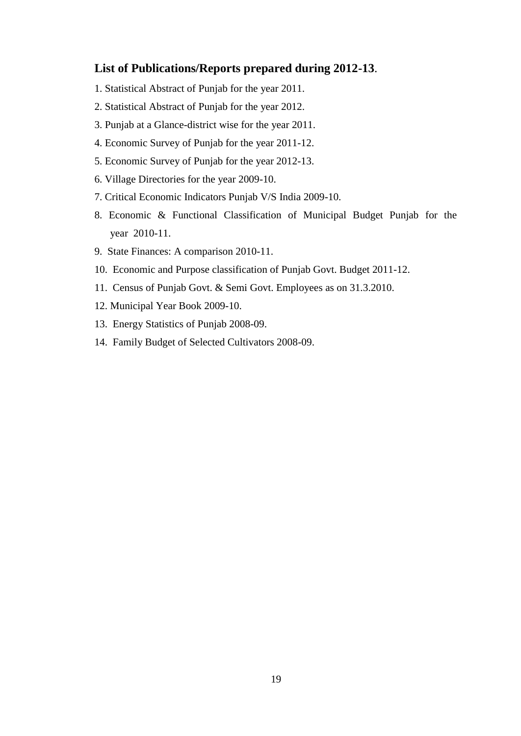## List of Publications/Reports prepared during 2012-13.

1. Statistical Abstract of Punjab for the year 2011.
2. Statistical Abstract of Punjab for the year 2012.
3. Punjab at a Glance-district wise for the year 2011.
4. Economic Survey of Punjab for the year 2011-12.
5. Economic Survey of Punjab for the year 2012-13.
6. Village Directories for the year 2009-10.
7. Critical Economic Indicators Punjab V/S India 2009-10.
8. Economic & Functional Classification of Municipal Budget Punjab for the year 2010-11.
9. State Finances: A comparison 2010-11.
10. Economic and Purpose classification of Punjab Govt. Budget 2011-12.
11. Census of Punjab Govt. & Semi Govt. Employees as on 31.3.2010.
12. Municipal Year Book 2009-10.
13. Energy Statistics of Punjab 2008-09.
14. Family Budget of Selected Cultivators 2008-09.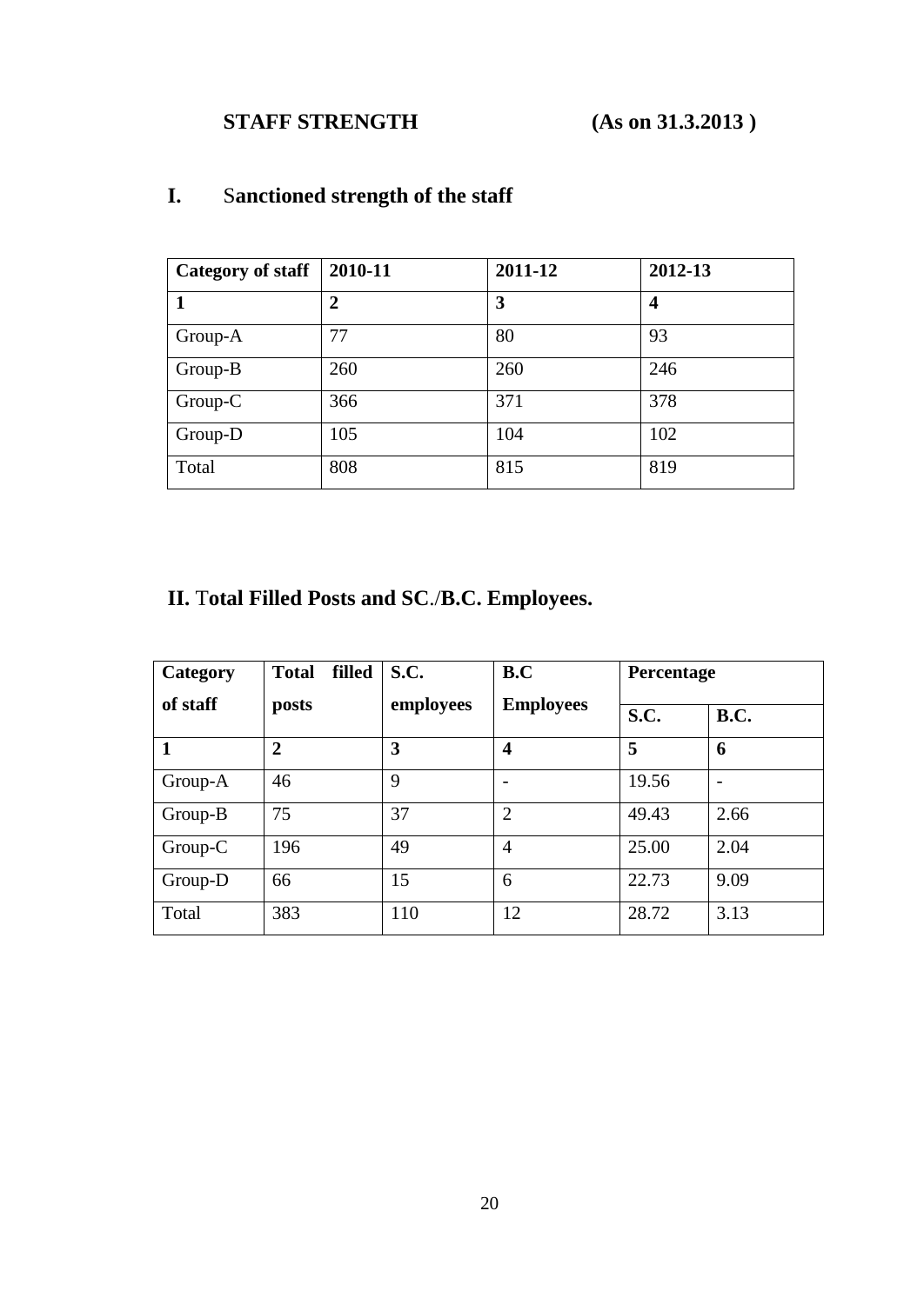## STAFF STRENGTH (As on 31.3.2013 )

### I. Sanctioned strength of the staff

| Category of staff | 2010-11 | 2011-12 | 2012-13 |
|---|---|---|---|
| **1** | **2** | **3** | **4** |
| Group-A | 77 | 80 | 93 |
| Group-B | 260 | 260 | 246 |
| Group-C | 366 | 371 | 378 |
| Group-D | 105 | 104 | 102 |
| Total | 808 | 815 | 819 |

### II. Total Filled Posts and SC./B.C. Employees.

| Category of staff | Total filled posts | S.C. employees | B.C Employees | Percentage | |
|---|---|---|---|---|---|
| | | | | **S.C.** | **B.C.** |
| **1** | **2** | **3** | **4** | **5** | **6** |
| Group-A | 46 | 9 | - | 19.56 | - |
| Group-B | 75 | 37 | 2 | 49.43 | 2.66 |
| Group-C | 196 | 49 | 4 | 25.00 | 2.04 |
| Group-D | 66 | 15 | 6 | 22.73 | 9.09 |
| Total | 383 | 110 | 12 | 28.72 | 3.13 |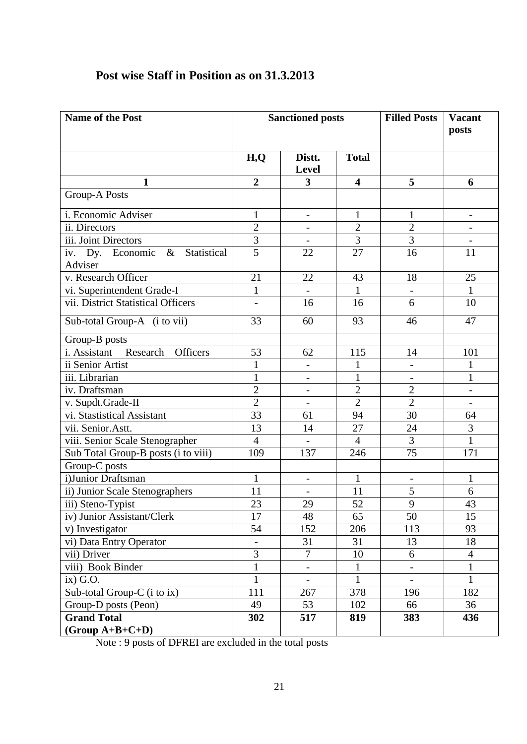## Post wise Staff in Position as on 31.3.2013

| Name of the Post | Sanctioned posts | | | Filled Posts | Vacant posts |
|---|---|---|---|---|---|
| | H,Q | Distt. Level | Total | | |
| **1** | **2** | **3** | **4** | **5** | **6** |
| Group-A Posts | | | | | |
| i. Economic Adviser | 1 | - | 1 | 1 | - |
| ii. Directors | 2 | - | 2 | 2 | - |
| iii. Joint Directors | 3 | - | 3 | 3 | - |
| iv. Dy. Economic & Statistical Adviser | 5 | 22 | 27 | 16 | 11 |
| v. Research Officer | 21 | 22 | 43 | 18 | 25 |
| vi. Superintendent Grade-I | 1 | - | 1 | - | 1 |
| vii. District Statistical Officers | - | 16 | 16 | 6 | 10 |
| Sub-total Group-A (i to vii) | 33 | 60 | 93 | 46 | 47 |
| Group-B posts | | | | | |
| i. Assistant Research Officers | 53 | 62 | 115 | 14 | 101 |
| ii Senior Artist | 1 | - | 1 | - | 1 |
| iii. Librarian | 1 | - | 1 | - | 1 |
| iv. Draftsman | 2 | - | 2 | 2 | - |
| v. Supdt.Grade-II | 2 | - | 2 | 2 | - |
| vi. Stastistical Assistant | 33 | 61 | 94 | 30 | 64 |
| vii. Senior.Astt. | 13 | 14 | 27 | 24 | 3 |
| viii. Senior Scale Stenographer | 4 | - | 4 | 3 | 1 |
| Sub Total Group-B posts (i to viii) | 109 | 137 | 246 | 75 | 171 |
| Group-C posts | | | | | |
| i)Junior Draftsman | 1 | - | 1 | - | 1 |
| ii) Junior Scale Stenographers | 11 | - | 11 | 5 | 6 |
| iii) Steno-Typist | 23 | 29 | 52 | 9 | 43 |
| iv) Junior Assistant/Clerk | 17 | 48 | 65 | 50 | 15 |
| v) Investigator | 54 | 152 | 206 | 113 | 93 |
| vi) Data Entry Operator | - | 31 | 31 | 13 | 18 |
| vii) Driver | 3 | 7 | 10 | 6 | 4 |
| viii) Book Binder | 1 | - | 1 | - | 1 |
| ix) G.O. | 1 | - | 1 | - | 1 |
| Sub-total Group-C (i to ix) | 111 | 267 | 378 | 196 | 182 |
| Group-D posts (Peon) | 49 | 53 | 102 | 66 | 36 |
| **Grand Total (Group A+B+C+D)** | **302** | **517** | **819** | **383** | **436** |

Note : 9 posts of DFREI are excluded in the total posts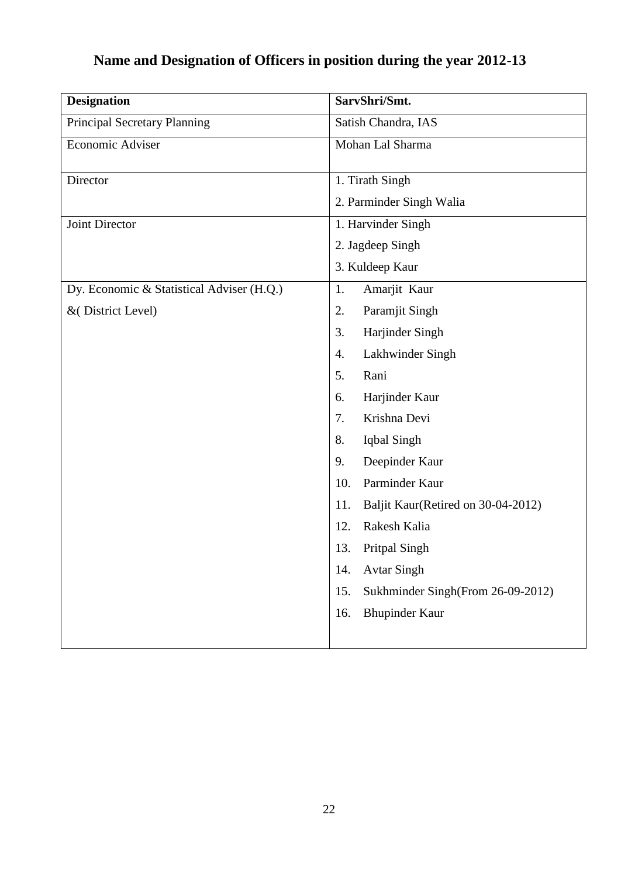# Name and Designation of Officers in position during the year 2012-13

| **Designation** | **SarvShri/Smt.** |
|---|---|
| Principal Secretary Planning | Satish Chandra, IAS |
| Economic Adviser | Mohan Lal Sharma |
| Director | 1. Tirath Singh<br>2. Parminder Singh Walia |
| Joint Director | 1. Harvinder Singh<br>2. Jagdeep Singh<br>3. Kuldeep Kaur |
| Dy. Economic & Statistical Adviser (H.Q.) &( District Level) | 1. Amarjit Kaur<br>2. Paramjit Singh<br>3. Harjinder Singh<br>4. Lakhwinder Singh<br>5. Rani<br>6. Harjinder Kaur<br>7. Krishna Devi<br>8. Iqbal Singh<br>9. Deepinder Kaur<br>10. Parminder Kaur<br>11. Baljit Kaur(Retired on 30-04-2012)<br>12. Rakesh Kalia<br>13. Pritpal Singh<br>14. Avtar Singh<br>15. Sukhminder Singh(From 26-09-2012)<br>16. Bhupinder Kaur |